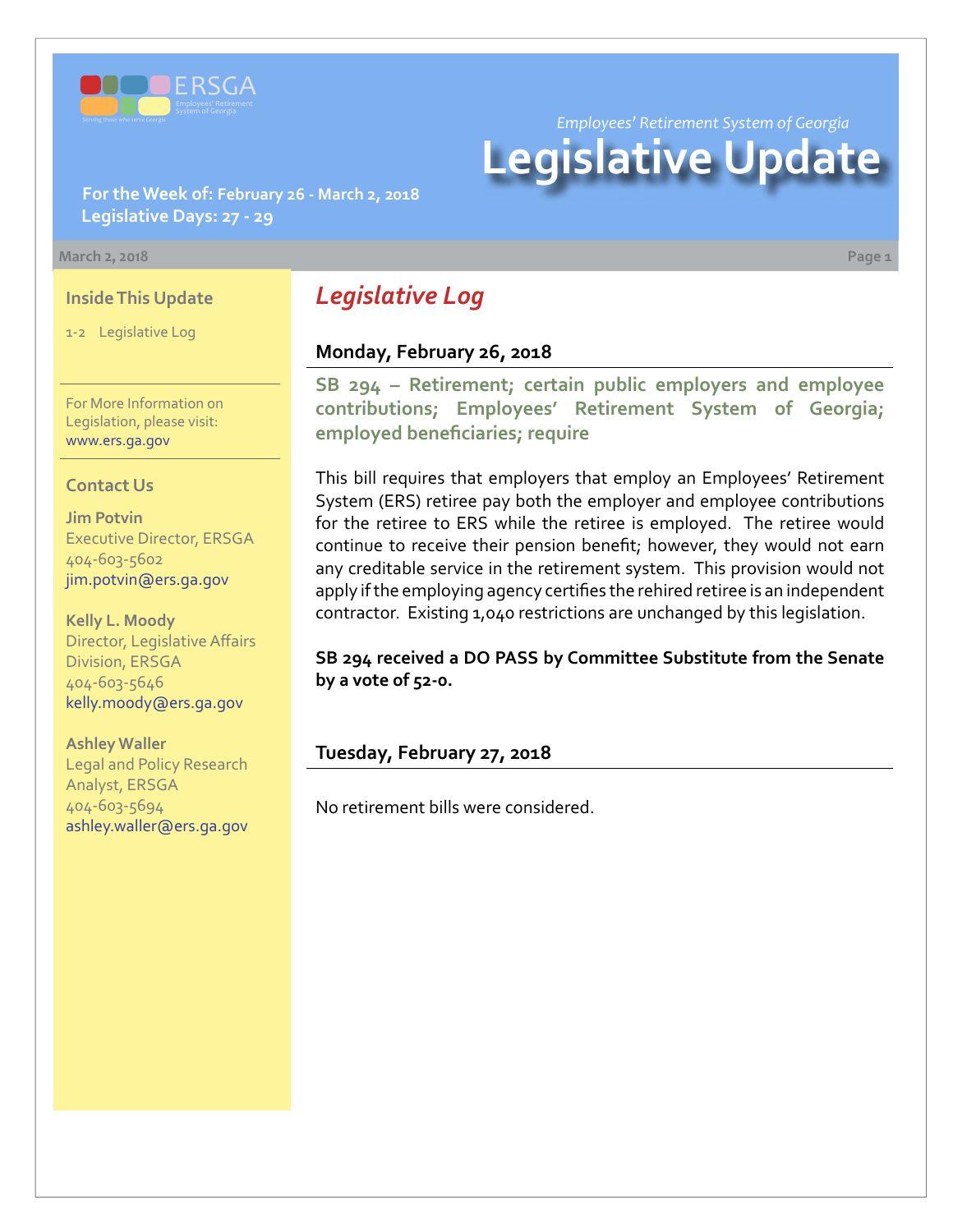*Employees' Retirement System of Georgia*

# Legislative Update

**For the Week of: February 26 - March 2, 2018**
**Legislative Days: 27 - 29**

March 2, 2018

### Inside This Update

1-2 Legislative Log

For More Information on Legislation, please visit: www.ers.ga.gov

### Contact Us

**Jim Potvin**
Executive Director, ERSGA
404-603-5602
jim.potvin@ers.ga.gov

**Kelly L. Moody**
Director, Legislative Affairs Division, ERSGA
404-603-5646
kelly.moody@ers.ga.gov

**Ashley Waller**
Legal and Policy Research Analyst, ERSGA
404-603-5694
ashley.waller@ers.ga.gov

## *Legislative Log*

### Monday, February 26, 2018

**SB 294 – Retirement; certain public employers and employee contributions; Employees' Retirement System of Georgia; employed beneficiaries; require**

This bill requires that employers that employ an Employees' Retirement System (ERS) retiree pay both the employer and employee contributions for the retiree to ERS while the retiree is employed. The retiree would continue to receive their pension benefit; however, they would not earn any creditable service in the retirement system. This provision would not apply if the employing agency certifies the rehired retiree is an independent contractor. Existing 1,040 restrictions are unchanged by this legislation.

**SB 294 received a DO PASS by Committee Substitute from the Senate by a vote of 52-0.**

### Tuesday, February 27, 2018

No retirement bills were considered.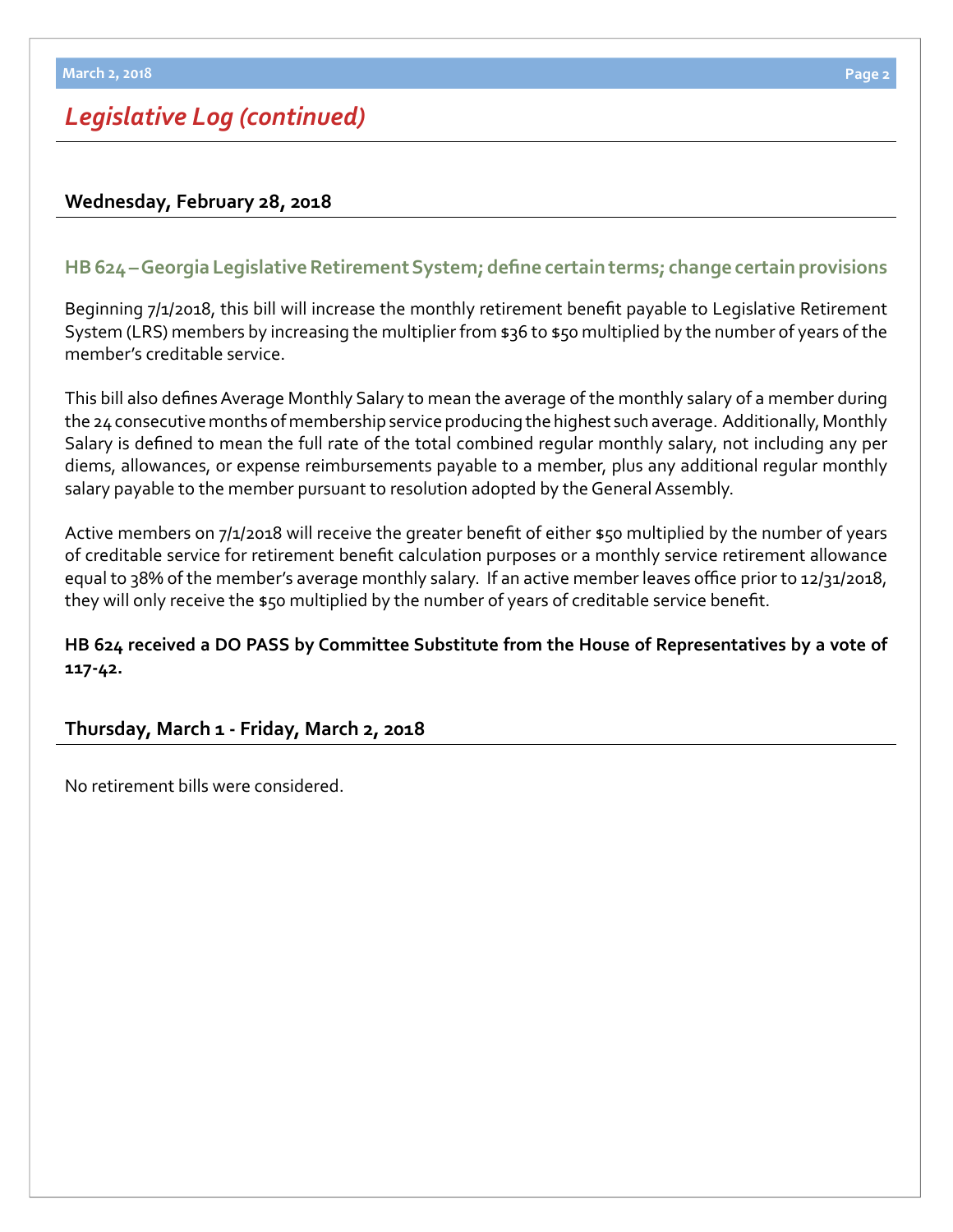## Legislative Log (continued)

### Wednesday, February 28, 2018

### HB 624 – Georgia Legislative Retirement System; define certain terms; change certain provisions

Beginning 7/1/2018, this bill will increase the monthly retirement benefit payable to Legislative Retirement System (LRS) members by increasing the multiplier from $36 to $50 multiplied by the number of years of the member's creditable service.

This bill also defines Average Monthly Salary to mean the average of the monthly salary of a member during the 24 consecutive months of membership service producing the highest such average. Additionally, Monthly Salary is defined to mean the full rate of the total combined regular monthly salary, not including any per diems, allowances, or expense reimbursements payable to a member, plus any additional regular monthly salary payable to the member pursuant to resolution adopted by the General Assembly.

Active members on 7/1/2018 will receive the greater benefit of either $50 multiplied by the number of years of creditable service for retirement benefit calculation purposes or a monthly service retirement allowance equal to 38% of the member's average monthly salary. If an active member leaves office prior to 12/31/2018, they will only receive the $50 multiplied by the number of years of creditable service benefit.

**HB 624 received a DO PASS by Committee Substitute from the House of Representatives by a vote of 117-42.**

### Thursday, March 1 - Friday, March 2, 2018

No retirement bills were considered.